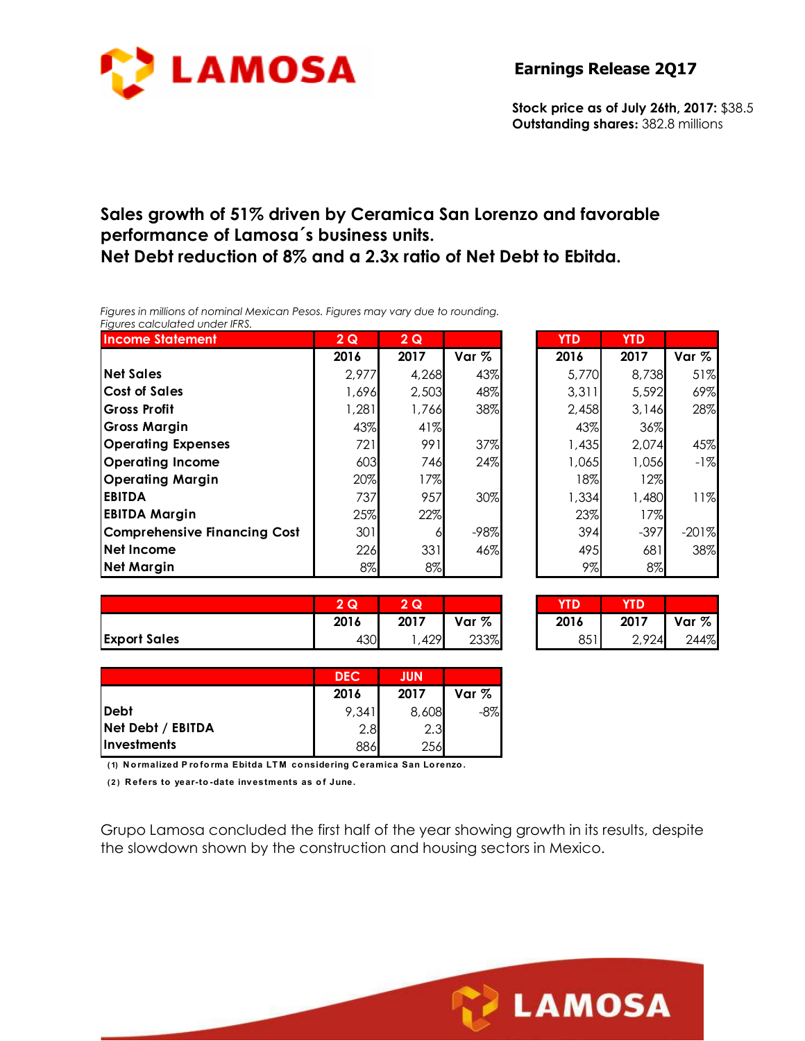**LAMOSA**

## Earnings Release 2Q17

**Stock price as of July 26th, 2017:** $38.5
**Outstanding shares:** 382.8 millions

### Sales growth of 51% driven by Ceramica San Lorenzo and favorable performance of Lamosa´s business units.
### Net Debt reduction of 8% and a 2.3x ratio of Net Debt to Ebitda.

*Figures in millions of nominal Mexican Pesos. Figures may vary due to rounding.*
*Figures calculated under IFRS.*

| Income Statement | 2 Q | 2 Q | | YTD | YTD | |
|---|---|---|---|---|---|---|
| | 2016 | 2017 | Var % | 2016 | 2017 | Var % |
| **Net Sales** | 2,977 | 4,268 | 43% | 5,770 | 8,738 | 51% |
| **Cost of Sales** | 1,696 | 2,503 | 48% | 3,311 | 5,592 | 69% |
| **Gross Profit** | 1,281 | 1,766 | 38% | 2,458 | 3,146 | 28% |
| **Gross Margin** | 43% | 41% | | 43% | 36% | |
| **Operating Expenses** | 721 | 991 | 37% | 1,435 | 2,074 | 45% |
| **Operating Income** | 603 | 746 | 24% | 1,065 | 1,056 | -1% |
| **Operating Margin** | 20% | 17% | | 18% | 12% | |
| **EBITDA** | 737 | 957 | 30% | 1,334 | 1,480 | 11% |
| **EBITDA Margin** | 25% | 22% | | 23% | 17% | |
| **Comprehensive Financing Cost** | 301 | 6 | -98% | 394 | -397 | -201% |
| **Net Income** | 226 | 331 | 46% | 495 | 681 | 38% |
| **Net Margin** | 8% | 8% | | 9% | 8% | |

| | 2 Q | 2 Q | | YTD | YTD | |
|---|---|---|---|---|---|---|
| | 2016 | 2017 | Var % | 2016 | 2017 | Var % |
| **Export Sales** | 430 | 1,429 | 233% | 851 | 2,924 | 244% |

| | DEC | JUN | |
|---|---|---|---|
| | 2016 | 2017 | Var % |
| **Debt** | 9,341 | 8,608 | -8% |
| **Net Debt / EBITDA** | 2.8 | 2.3 | |
| **Investments** | 886 | 256 | |

**(1) Normalized Proforma Ebitda LTM considering Ceramica San Lorenzo.**

**(2) Refers to year-to-date investments as of June.**

Grupo Lamosa concluded the first half of the year showing growth in its results, despite the slowdown shown by the construction and housing sectors in Mexico.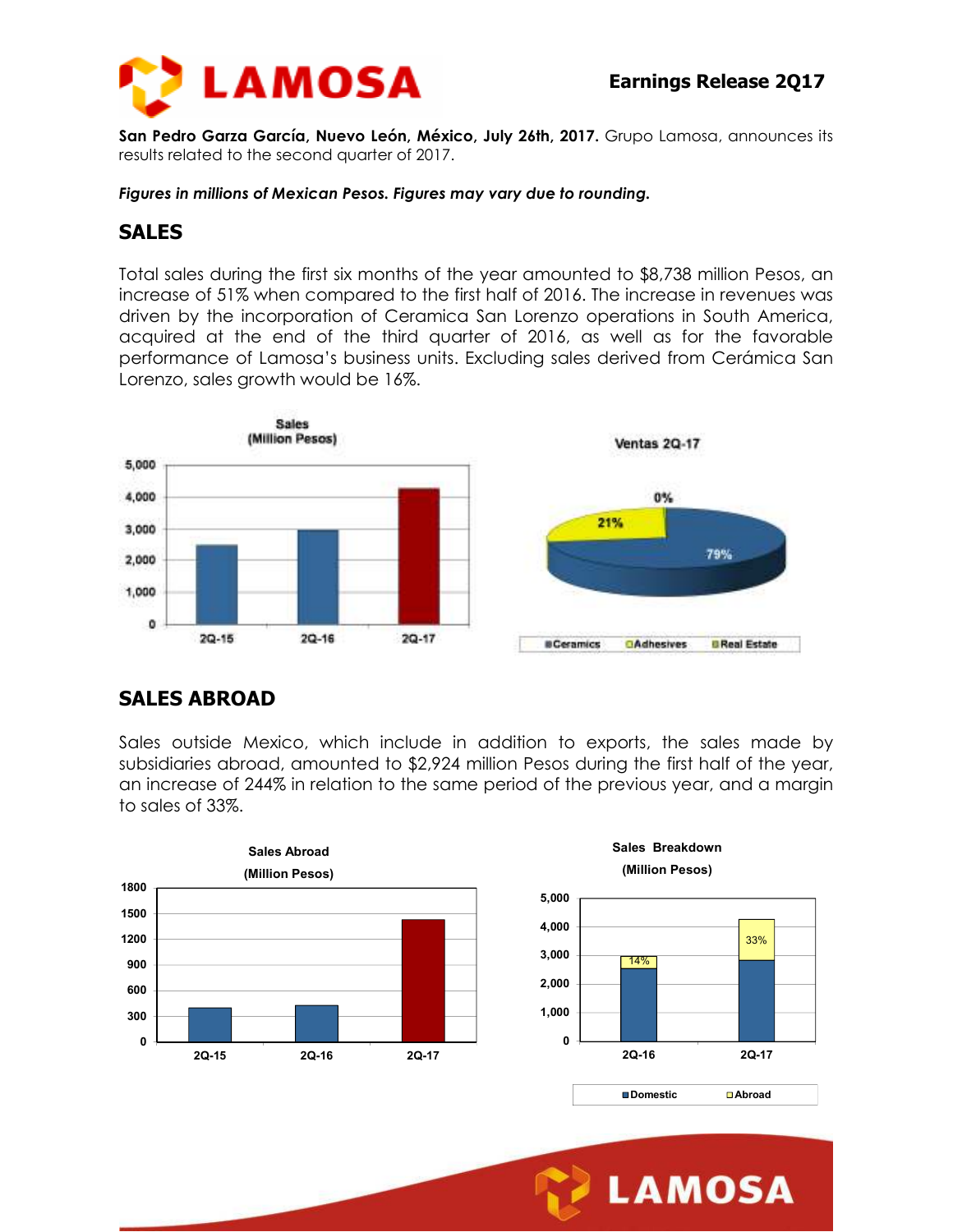**Earnings Release 2Q17**

**San Pedro Garza García, Nuevo León, México, July 26th, 2017.** Grupo Lamosa, announces its results related to the second quarter of 2017.

***Figures in millions of Mexican Pesos. Figures may vary due to rounding.***

## SALES

Total sales during the first six months of the year amounted to $8,738 million Pesos, an increase of 51% when compared to the first half of 2016. The increase in revenues was driven by the incorporation of Ceramica San Lorenzo operations in South America, acquired at the end of the third quarter of 2016, as well as for the favorable performance of Lamosa's business units. Excluding sales derived from Cerámica San Lorenzo, sales growth would be 16%.

## SALES ABROAD

Sales outside Mexico, which include in addition to exports, the sales made by subsidiaries abroad, amounted to $2,924 million Pesos during the first half of the year, an increase of 244% in relation to the same period of the previous year, and a margin to sales of 33%.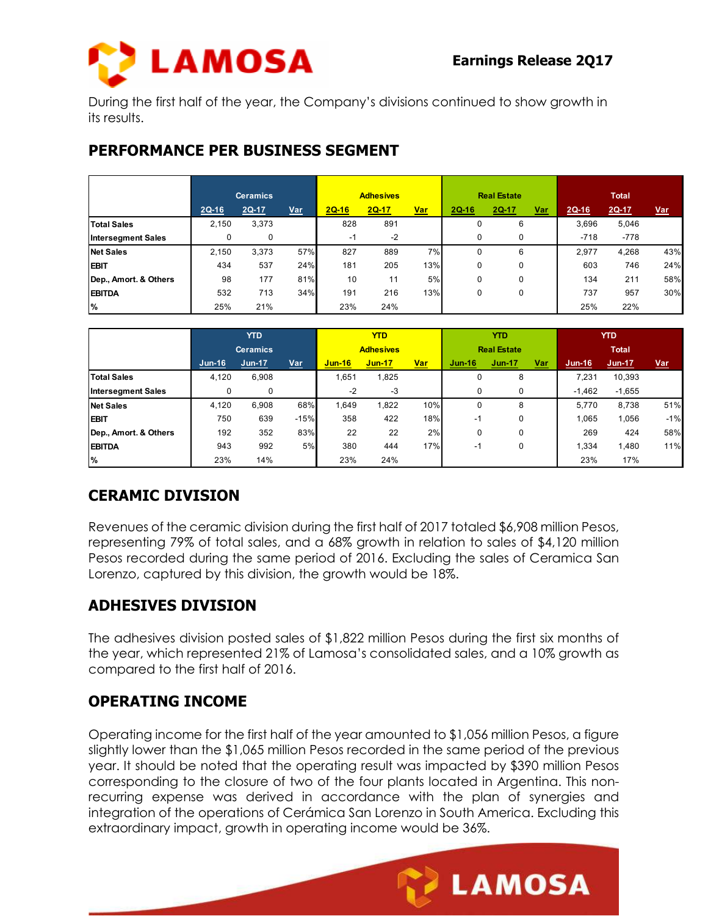During the first half of the year, the Company's divisions continued to show growth in its results.

## PERFORMANCE PER BUSINESS SEGMENT

| | Ceramics | | | Adhesives | | | Real Estate | | | Total | | |
|---|---|---|---|---|---|---|---|---|---|---|---|---|
| | 2Q-16 | 2Q-17 | Var | 2Q-16 | 2Q-17 | Var | 2Q-16 | 2Q-17 | Var | 2Q-16 | 2Q-17 | Var |
| **Total Sales** | 2,150 | 3,373 | | 828 | 891 | | 0 | 6 | | 3,696 | 5,046 | |
| **Intersegment Sales** | 0 | 0 | | -1 | -2 | | 0 | 0 | | -718 | -778 | |
| **Net Sales** | 2,150 | 3,373 | 57% | 827 | 889 | 7% | 0 | 6 | | 2,977 | 4,268 | 43% |
| **EBIT** | 434 | 537 | 24% | 181 | 205 | 13% | 0 | 0 | | 603 | 746 | 24% |
| **Dep., Amort. & Others** | 98 | 177 | 81% | 10 | 11 | 5% | 0 | 0 | | 134 | 211 | 58% |
| **EBITDA** | 532 | 713 | 34% | 191 | 216 | 13% | 0 | 0 | | 737 | 957 | 30% |
| **%** | 25% | 21% | | 23% | 24% | | | | | 25% | 22% | |

| | YTD Ceramics | | | YTD Adhesives | | | YTD Real Estate | | | YTD Total | | |
|---|---|---|---|---|---|---|---|---|---|---|---|---|
| | Jun-16 | Jun-17 | Var | Jun-16 | Jun-17 | Var | Jun-16 | Jun-17 | Var | Jun-16 | Jun-17 | Var |
| **Total Sales** | 4,120 | 6,908 | | 1,651 | 1,825 | | 0 | 8 | | 7,231 | 10,393 | |
| **Intersegment Sales** | 0 | 0 | | -2 | -3 | | 0 | 0 | | -1,462 | -1,655 | |
| **Net Sales** | 4,120 | 6,908 | 68% | 1,649 | 1,822 | 10% | 0 | 8 | | 5,770 | 8,738 | 51% |
| **EBIT** | 750 | 639 | -15% | 358 | 422 | 18% | -1 | 0 | | 1,065 | 1,056 | -1% |
| **Dep., Amort. & Others** | 192 | 352 | 83% | 22 | 22 | 2% | 0 | 0 | | 269 | 424 | 58% |
| **EBITDA** | 943 | 992 | 5% | 380 | 444 | 17% | -1 | 0 | | 1,334 | 1,480 | 11% |
| **%** | 23% | 14% | | 23% | 24% | | | | | 23% | 17% | |

## CERAMIC DIVISION

Revenues of the ceramic division during the first half of 2017 totaled $6,908 million Pesos, representing 79% of total sales, and a 68% growth in relation to sales of $4,120 million Pesos recorded during the same period of 2016. Excluding the sales of Ceramica San Lorenzo, captured by this division, the growth would be 18%.

## ADHESIVES DIVISION

The adhesives division posted sales of $1,822 million Pesos during the first six months of the year, which represented 21% of Lamosa's consolidated sales, and a 10% growth as compared to the first half of 2016.

## OPERATING INCOME

Operating income for the first half of the year amounted to $1,056 million Pesos, a figure slightly lower than the $1,065 million Pesos recorded in the same period of the previous year. It should be noted that the operating result was impacted by $390 million Pesos corresponding to the closure of two of the four plants located in Argentina. This non-recurring expense was derived in accordance with the plan of synergies and integration of the operations of Cerámica San Lorenzo in South America. Excluding this extraordinary impact, growth in operating income would be 36%.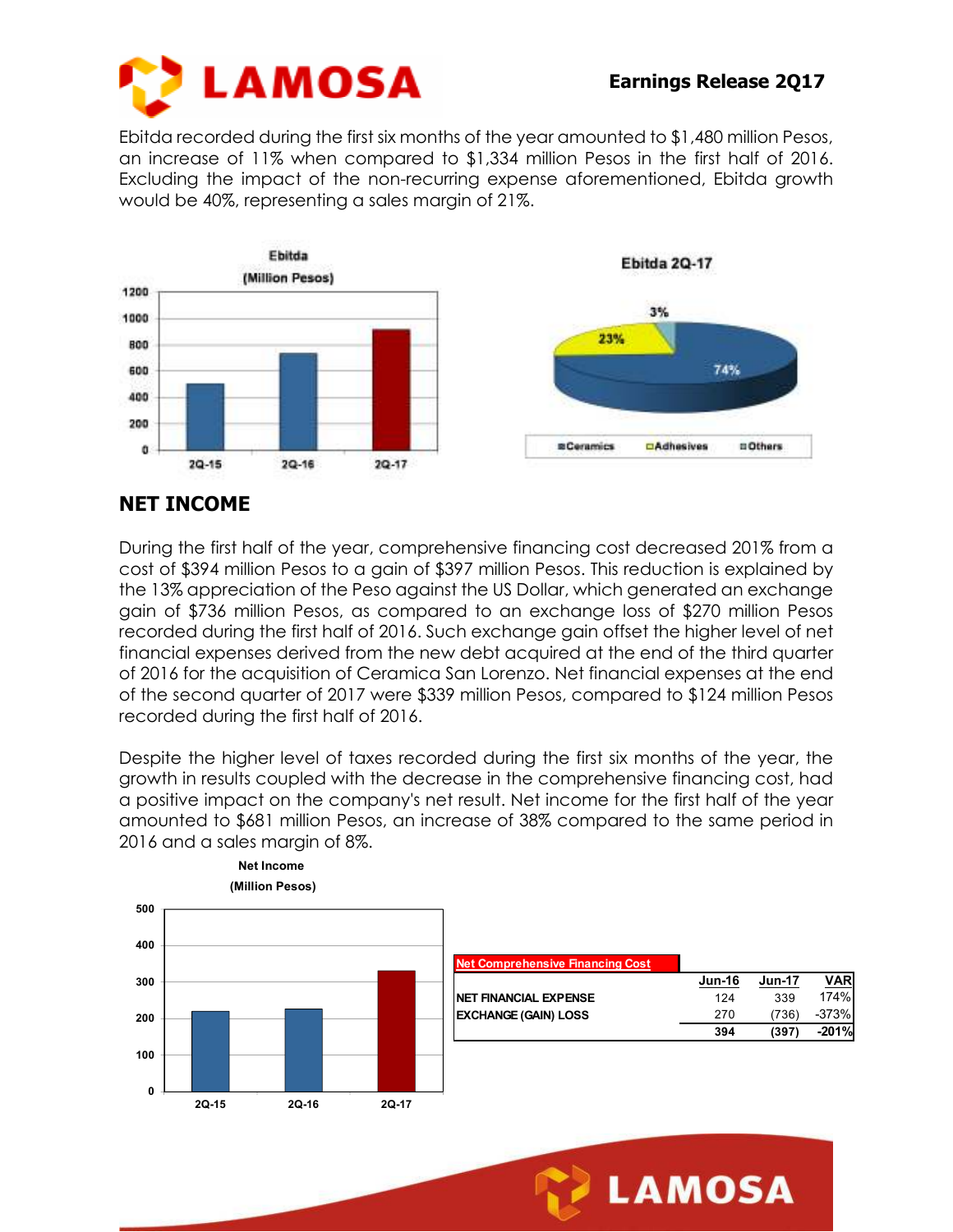Ebitda recorded during the first six months of the year amounted to $1,480 million Pesos, an increase of 11% when compared to $1,334 million Pesos in the first half of 2016. Excluding the impact of the non-recurring expense aforementioned, Ebitda growth would be 40%, representing a sales margin of 21%.

## NET INCOME

During the first half of the year, comprehensive financing cost decreased 201% from a cost of $394 million Pesos to a gain of $397 million Pesos. This reduction is explained by the 13% appreciation of the Peso against the US Dollar, which generated an exchange gain of $736 million Pesos, as compared to an exchange loss of $270 million Pesos recorded during the first half of 2016. Such exchange gain offset the higher level of net financial expenses derived from the new debt acquired at the end of the third quarter of 2016 for the acquisition of Ceramica San Lorenzo. Net financial expenses at the end of the second quarter of 2017 were $339 million Pesos, compared to $124 million Pesos recorded during the first half of 2016.

Despite the higher level of taxes recorded during the first six months of the year, the growth in results coupled with the decrease in the comprehensive financing cost, had a positive impact on the company's net result. Net income for the first half of the year amounted to $681 million Pesos, an increase of 38% compared to the same period in 2016 and a sales margin of 8%.

| Net Comprehensive Financing Cost | Jun-16 | Jun-17 | VAR |
|---|---|---|---|
| NET FINANCIAL EXPENSE | 124 | 339 | 174% |
| EXCHANGE (GAIN) LOSS | 270 | (736) | -373% |
| | 394 | (397) | -201% |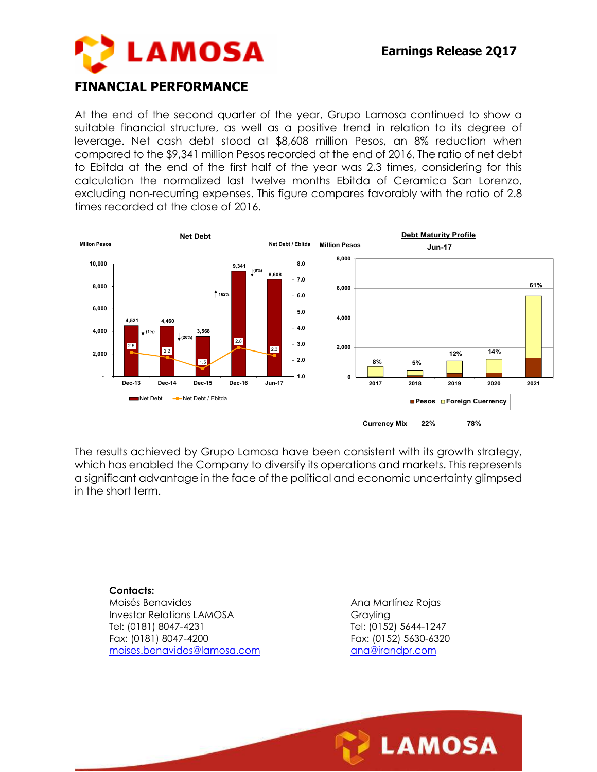## FINANCIAL PERFORMANCE

At the end of the second quarter of the year, Grupo Lamosa continued to show a suitable financial structure, as well as a positive trend in relation to its degree of leverage. Net cash debt stood at $8,608 million Pesos, an 8% reduction when compared to the $9,341 million Pesos recorded at the end of 2016. The ratio of net debt to Ebitda at the end of the first half of the year was 2.3 times, considering for this calculation the normalized last twelve months Ebitda of Ceramica San Lorenzo, excluding non-recurring expenses. This figure compares favorably with the ratio of 2.8 times recorded at the close of 2016.

**Net Debt**

Millon Pesos

Net Debt / Ebitda

Dec-13: 4,521 — 2.5
(1%)
Dec-14: 4,460 — 2.2
(20%)
Dec-15: 3,568 — 1.5
162%
Dec-16: 9,341 — 2.8
(8%)
Jun-17: 8,608 — 2.3

Net Debt — Net Debt / Ebitda

**Debt Maturity Profile**

Jun-17

Million Pesos

2017: 8%
2018: 5%
2019: 12%
2020: 14%
2021: 61%

Pesos — Foreign Cuerrency

Currency Mix 22% 78%

The results achieved by Grupo Lamosa have been consistent with its growth strategy, which has enabled the Company to diversify its operations and markets. This represents a significant advantage in the face of the political and economic uncertainty glimpsed in the short term.

**Contacts:**

Moisés Benavides
Investor Relations LAMOSA
Tel: (0181) 8047-4231
Fax: (0181) 8047-4200
moises.benavides@lamosa.com

Ana Martínez Rojas
Grayling
Tel: (0152) 5644-1247
Fax: (0152) 5630-6320
ana@irandpr.com